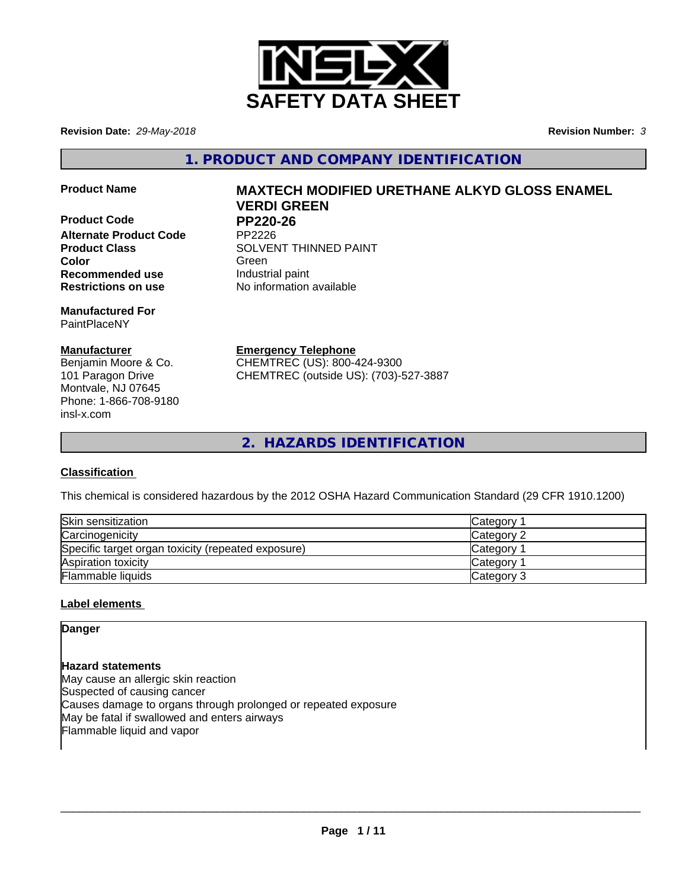# SAFETY DATA SHEET

**Revision Date:** *29-May-2018*

**Revision Number:** *3*

## 1. PRODUCT AND COMPANY IDENTIFICATION

**Product Name** **MAXTECH MODIFIED URETHANE ALKYD GLOSS ENAMEL VERDI GREEN**

**Product Code** **PP220-26**

**Alternate Product Code** PP2226

**Product Class** SOLVENT THINNED PAINT

**Color** Green

**Recommended use** Industrial paint

**Restrictions on use** No information available

**Manufactured For**
PaintPlaceNY

**Manufacturer**
Benjamin Moore & Co.
101 Paragon Drive
Montvale, NJ 07645
Phone: 1-866-708-9180
insl-x.com

**Emergency Telephone**
CHEMTREC (US): 800-424-9300
CHEMTREC (outside US): (703)-527-3887

## 2. HAZARDS IDENTIFICATION

**Classification**

This chemical is considered hazardous by the 2012 OSHA Hazard Communication Standard (29 CFR 1910.1200)

| | |
|---|---|
| Skin sensitization | Category 1 |
| Carcinogenicity | Category 2 |
| Specific target organ toxicity (repeated exposure) | Category 1 |
| Aspiration toxicity | Category 1 |
| Flammable liquids | Category 3 |

**Label elements**

**Danger**

**Hazard statements**
May cause an allergic skin reaction
Suspected of causing cancer
Causes damage to organs through prolonged or repeated exposure
May be fatal if swallowed and enters airways
Flammable liquid and vapor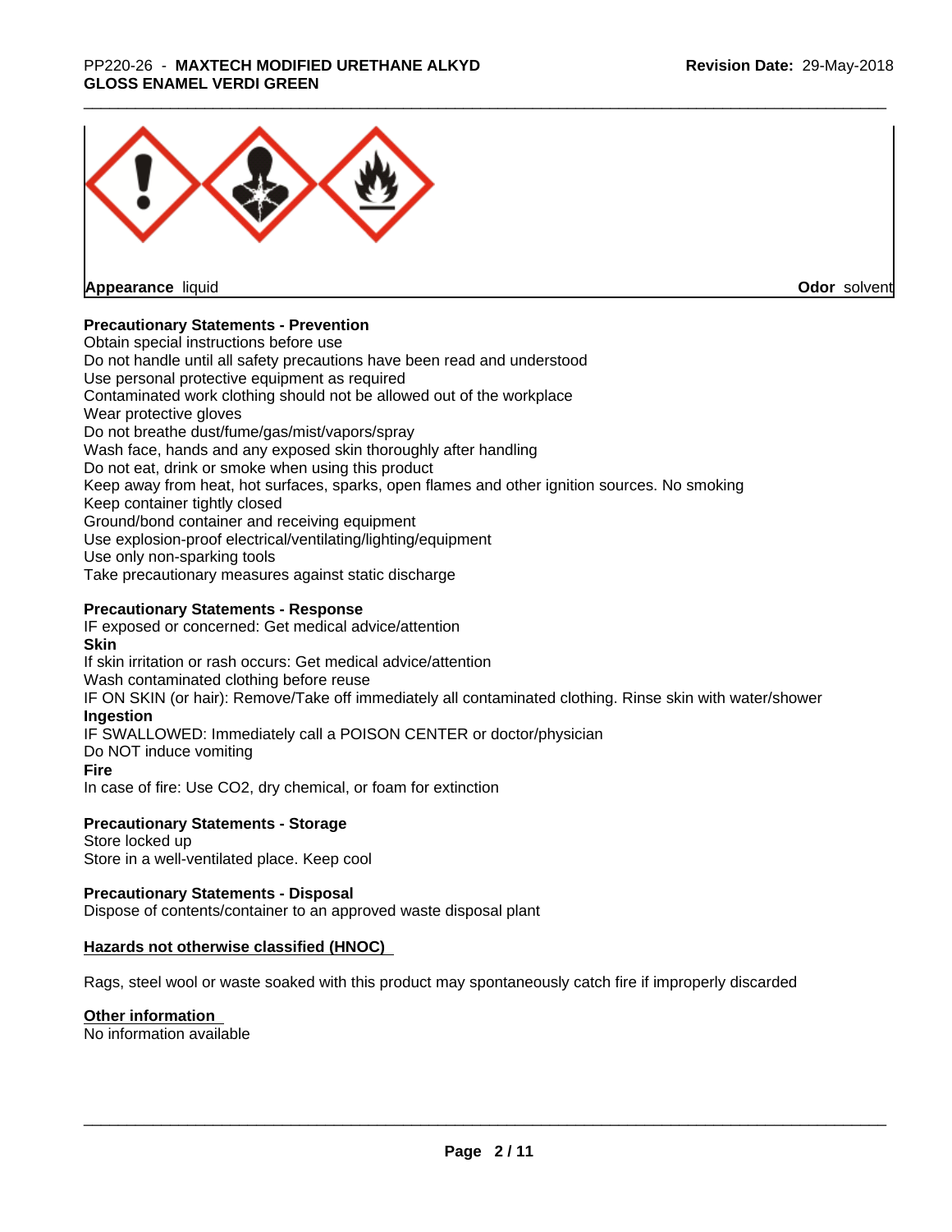**Appearance** liquid **Odor** solvent

**Precautionary Statements - Prevention**

Obtain special instructions before use
Do not handle until all safety precautions have been read and understood
Use personal protective equipment as required
Contaminated work clothing should not be allowed out of the workplace
Wear protective gloves
Do not breathe dust/fume/gas/mist/vapors/spray
Wash face, hands and any exposed skin thoroughly after handling
Do not eat, drink or smoke when using this product
Keep away from heat, hot surfaces, sparks, open flames and other ignition sources. No smoking
Keep container tightly closed
Ground/bond container and receiving equipment
Use explosion-proof electrical/ventilating/lighting/equipment
Use only non-sparking tools
Take precautionary measures against static discharge

**Precautionary Statements - Response**

IF exposed or concerned: Get medical advice/attention

**Skin**

If skin irritation or rash occurs: Get medical advice/attention
Wash contaminated clothing before reuse
IF ON SKIN (or hair): Remove/Take off immediately all contaminated clothing. Rinse skin with water/shower

**Ingestion**

IF SWALLOWED: Immediately call a POISON CENTER or doctor/physician
Do NOT induce vomiting

**Fire**

In case of fire: Use CO2, dry chemical, or foam for extinction

**Precautionary Statements - Storage**

Store locked up
Store in a well-ventilated place. Keep cool

**Precautionary Statements - Disposal**

Dispose of contents/container to an approved waste disposal plant

**Hazards not otherwise classified (HNOC)**

Rags, steel wool or waste soaked with this product may spontaneously catch fire if improperly discarded

**Other information**

No information available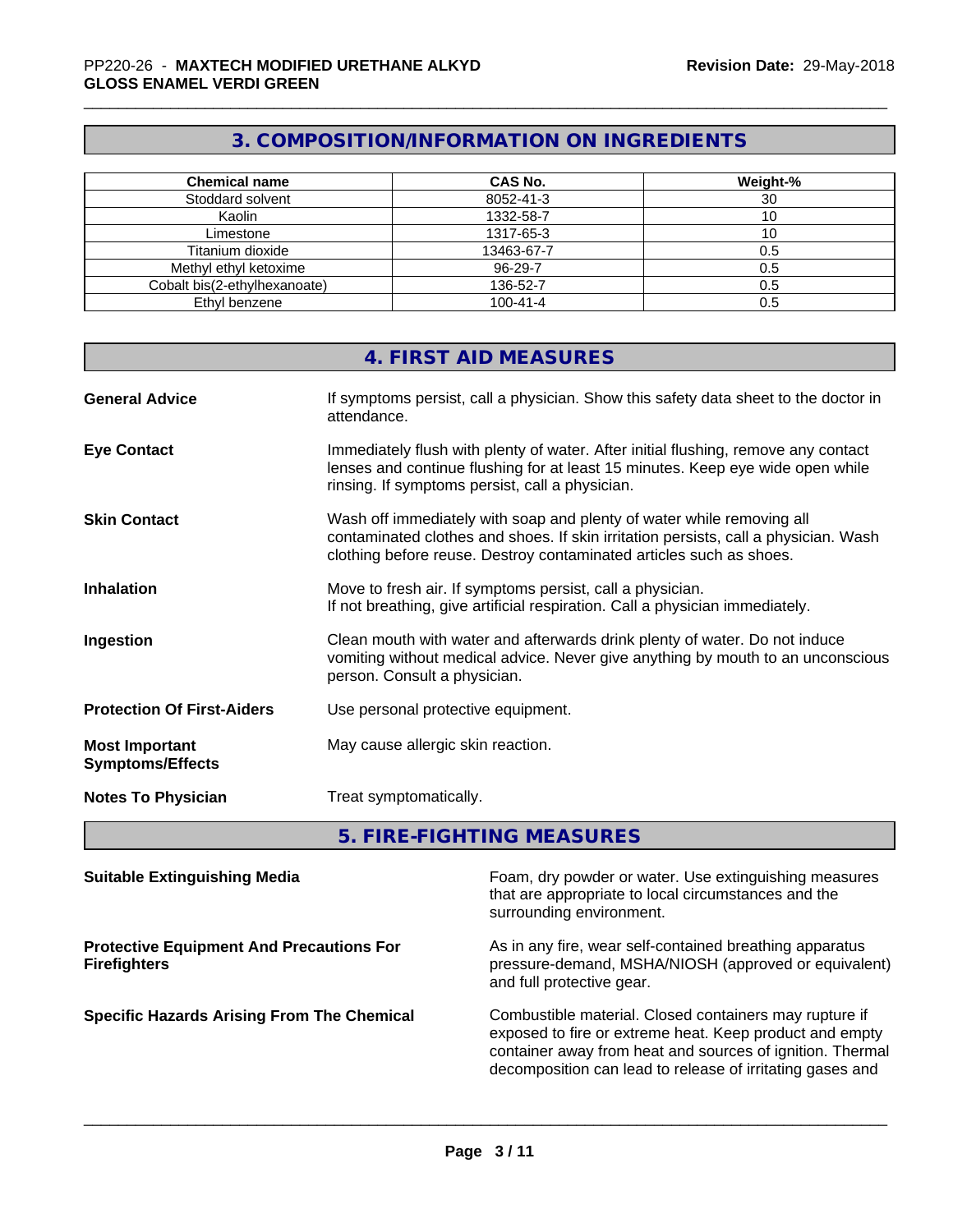## 3. COMPOSITION/INFORMATION ON INGREDIENTS

| Chemical name | CAS No. | Weight-% |
| --- | --- | --- |
| Stoddard solvent | 8052-41-3 | 30 |
| Kaolin | 1332-58-7 | 10 |
| Limestone | 1317-65-3 | 10 |
| Titanium dioxide | 13463-67-7 | 0.5 |
| Methyl ethyl ketoxime | 96-29-7 | 0.5 |
| Cobalt bis(2-ethylhexanoate) | 136-52-7 | 0.5 |
| Ethyl benzene | 100-41-4 | 0.5 |

## 4. FIRST AID MEASURES

**General Advice**
If symptoms persist, call a physician. Show this safety data sheet to the doctor in attendance.

**Eye Contact**
Immediately flush with plenty of water. After initial flushing, remove any contact lenses and continue flushing for at least 15 minutes. Keep eye wide open while rinsing. If symptoms persist, call a physician.

**Skin Contact**
Wash off immediately with soap and plenty of water while removing all contaminated clothes and shoes. If skin irritation persists, call a physician. Wash clothing before reuse. Destroy contaminated articles such as shoes.

**Inhalation**
Move to fresh air. If symptoms persist, call a physician.
If not breathing, give artificial respiration. Call a physician immediately.

**Ingestion**
Clean mouth with water and afterwards drink plenty of water. Do not induce vomiting without medical advice. Never give anything by mouth to an unconscious person. Consult a physician.

**Protection Of First-Aiders**
Use personal protective equipment.

**Most Important Symptoms/Effects**
May cause allergic skin reaction.

**Notes To Physician**
Treat symptomatically.

## 5. FIRE-FIGHTING MEASURES

**Suitable Extinguishing Media**
Foam, dry powder or water. Use extinguishing measures that are appropriate to local circumstances and the surrounding environment.

**Protective Equipment And Precautions For Firefighters**
As in any fire, wear self-contained breathing apparatus pressure-demand, MSHA/NIOSH (approved or equivalent) and full protective gear.

**Specific Hazards Arising From The Chemical**
Combustible material. Closed containers may rupture if exposed to fire or extreme heat. Keep product and empty container away from heat and sources of ignition. Thermal decomposition can lead to release of irritating gases and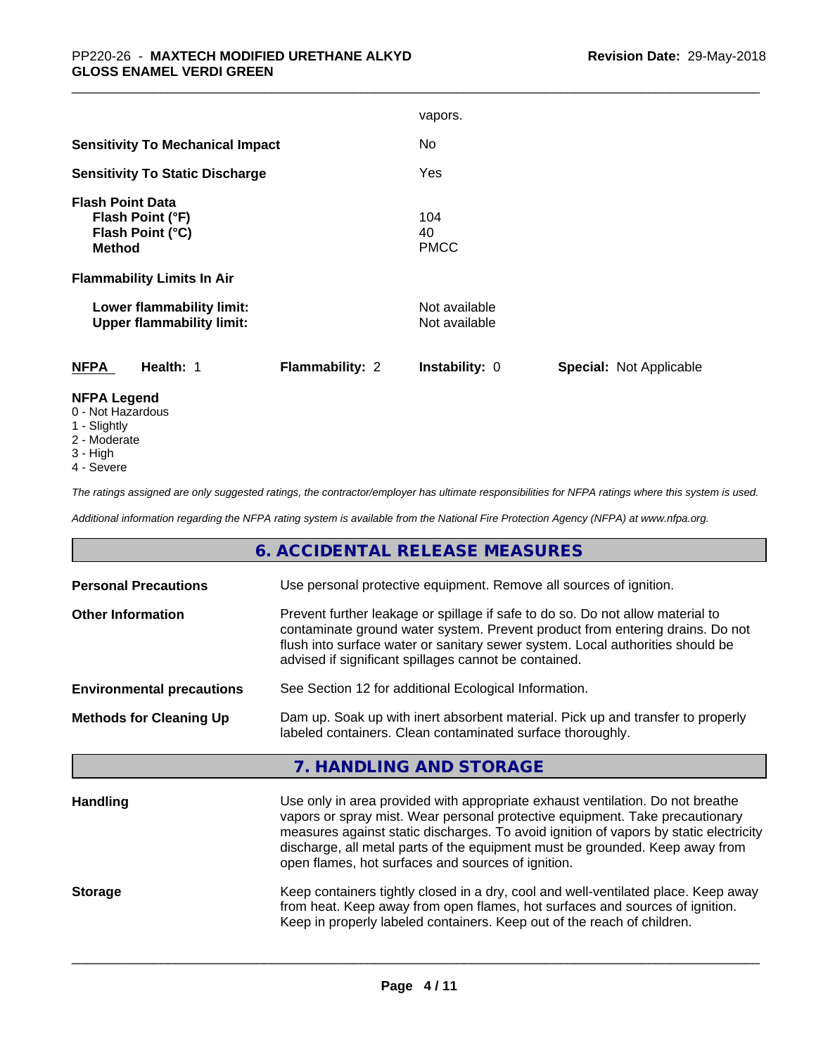vapors.

**Sensitivity To Mechanical Impact** No

**Sensitivity To Static Discharge** Yes

**Flash Point Data**
**Flash Point (°F)** 104
**Flash Point (°C)** 40
**Method** PMCC

**Flammability Limits In Air**

**Lower flammability limit:** Not available
**Upper flammability limit:** Not available

| NFPA | Health: 1 | Flammability: 2 | Instability: 0 | Special: Not Applicable |
|---|---|---|---|---|

**NFPA Legend**
0 - Not Hazardous
1 - Slightly
2 - Moderate
3 - High
4 - Severe

*The ratings assigned are only suggested ratings, the contractor/employer has ultimate responsibilities for NFPA ratings where this system is used.*

*Additional information regarding the NFPA rating system is available from the National Fire Protection Agency (NFPA) at www.nfpa.org.*

## 6. ACCIDENTAL RELEASE MEASURES

**Personal Precautions** Use personal protective equipment. Remove all sources of ignition.

**Other Information** Prevent further leakage or spillage if safe to do so. Do not allow material to contaminate ground water system. Prevent product from entering drains. Do not flush into surface water or sanitary sewer system. Local authorities should be advised if significant spillages cannot be contained.

**Environmental precautions** See Section 12 for additional Ecological Information.

**Methods for Cleaning Up** Dam up. Soak up with inert absorbent material. Pick up and transfer to properly labeled containers. Clean contaminated surface thoroughly.

## 7. HANDLING AND STORAGE

**Handling** Use only in area provided with appropriate exhaust ventilation. Do not breathe vapors or spray mist. Wear personal protective equipment. Take precautionary measures against static discharges. To avoid ignition of vapors by static electricity discharge, all metal parts of the equipment must be grounded. Keep away from open flames, hot surfaces and sources of ignition.

**Storage** Keep containers tightly closed in a dry, cool and well-ventilated place. Keep away from heat. Keep away from open flames, hot surfaces and sources of ignition. Keep in properly labeled containers. Keep out of the reach of children.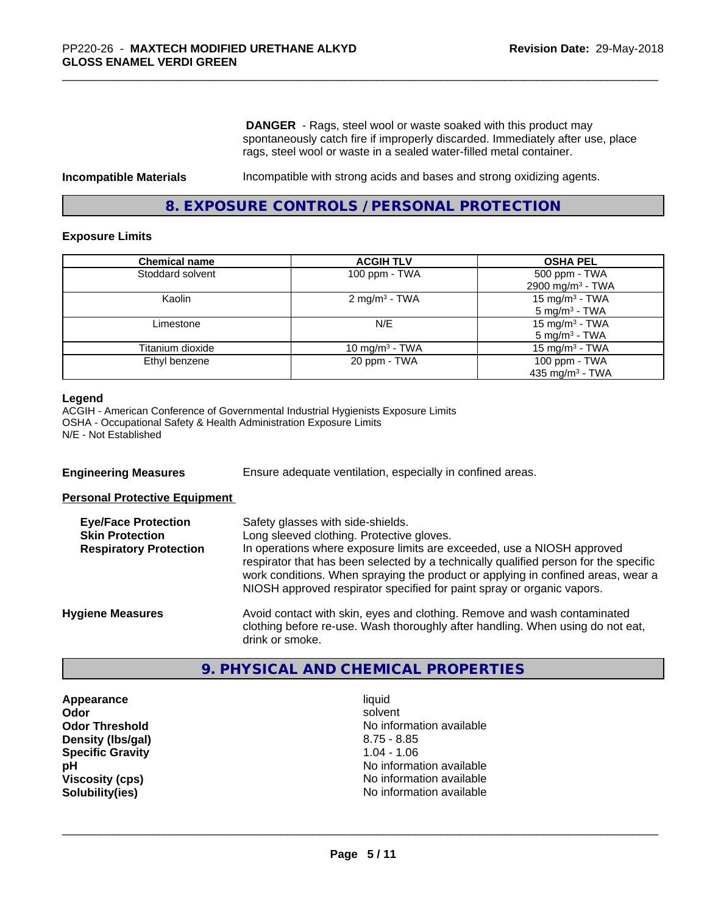**DANGER** - Rags, steel wool or waste soaked with this product may spontaneously catch fire if improperly discarded. Immediately after use, place rags, steel wool or waste in a sealed water-filled metal container.

**Incompatible Materials** Incompatible with strong acids and bases and strong oxidizing agents.

## 8. EXPOSURE CONTROLS / PERSONAL PROTECTION

### Exposure Limits

| Chemical name | ACGIH TLV | OSHA PEL |
|---|---|---|
| Stoddard solvent | 100 ppm - TWA | 500 ppm - TWA<br>2900 mg/m³ - TWA |
| Kaolin | 2 mg/m³ - TWA | 15 mg/m³ - TWA<br>5 mg/m³ - TWA |
| Limestone | N/E | 15 mg/m³ - TWA<br>5 mg/m³ - TWA |
| Titanium dioxide | 10 mg/m³ - TWA | 15 mg/m³ - TWA |
| Ethyl benzene | 20 ppm - TWA | 100 ppm - TWA<br>435 mg/m³ - TWA |

**Legend**
ACGIH - American Conference of Governmental Industrial Hygienists Exposure Limits
OSHA - Occupational Safety & Health Administration Exposure Limits
N/E - Not Established

**Engineering Measures** Ensure adequate ventilation, especially in confined areas.

**Personal Protective Equipment**

**Eye/Face Protection** Safety glasses with side-shields.

**Skin Protection** Long sleeved clothing. Protective gloves.

**Respiratory Protection** In operations where exposure limits are exceeded, use a NIOSH approved respirator that has been selected by a technically qualified person for the specific work conditions. When spraying the product or applying in confined areas, wear a NIOSH approved respirator specified for paint spray or organic vapors.

**Hygiene Measures** Avoid contact with skin, eyes and clothing. Remove and wash contaminated clothing before re-use. Wash thoroughly after handling. When using do not eat, drink or smoke.

## 9. PHYSICAL AND CHEMICAL PROPERTIES

| | |
|---|---|
| **Appearance** | liquid |
| **Odor** | solvent |
| **Odor Threshold** | No information available |
| **Density (lbs/gal)** | 8.75 - 8.85 |
| **Specific Gravity** | 1.04 - 1.06 |
| **pH** | No information available |
| **Viscosity (cps)** | No information available |
| **Solubility(ies)** | No information available |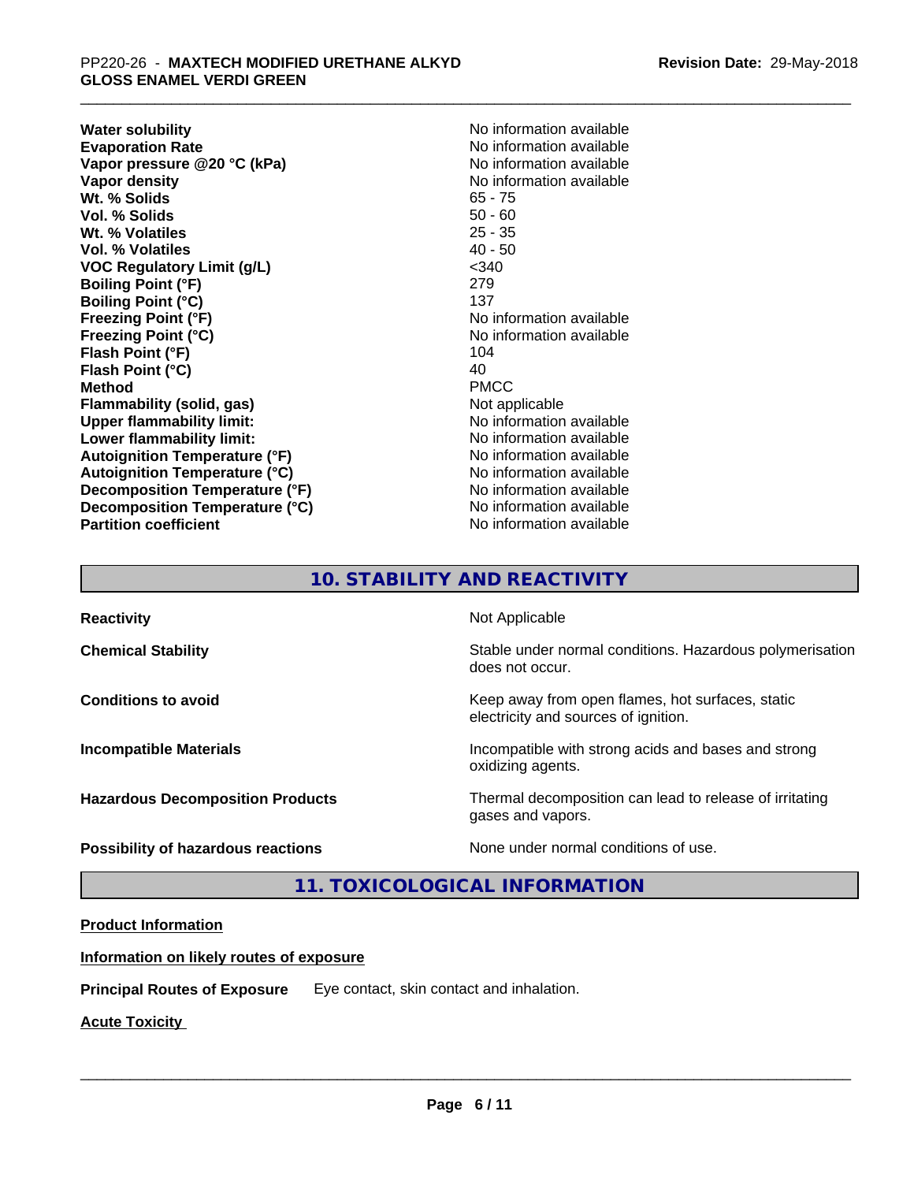| | |
|---|---|
| **Water solubility** | No information available |
| **Evaporation Rate** | No information available |
| **Vapor pressure @20 °C (kPa)** | No information available |
| **Vapor density** | No information available |
| **Wt. % Solids** | 65 - 75 |
| **Vol. % Solids** | 50 - 60 |
| **Wt. % Volatiles** | 25 - 35 |
| **Vol. % Volatiles** | 40 - 50 |
| **VOC Regulatory Limit (g/L)** | <340 |
| **Boiling Point (°F)** | 279 |
| **Boiling Point (°C)** | 137 |
| **Freezing Point (°F)** | No information available |
| **Freezing Point (°C)** | No information available |
| **Flash Point (°F)** | 104 |
| **Flash Point (°C)** | 40 |
| **Method** | PMCC |
| **Flammability (solid, gas)** | Not applicable |
| **Upper flammability limit:** | No information available |
| **Lower flammability limit:** | No information available |
| **Autoignition Temperature (°F)** | No information available |
| **Autoignition Temperature (°C)** | No information available |
| **Decomposition Temperature (°F)** | No information available |
| **Decomposition Temperature (°C)** | No information available |
| **Partition coefficient** | No information available |

## 10. STABILITY AND REACTIVITY

| | |
|---|---|
| **Reactivity** | Not Applicable |
| **Chemical Stability** | Stable under normal conditions. Hazardous polymerisation does not occur. |
| **Conditions to avoid** | Keep away from open flames, hot surfaces, static electricity and sources of ignition. |
| **Incompatible Materials** | Incompatible with strong acids and bases and strong oxidizing agents. |
| **Hazardous Decomposition Products** | Thermal decomposition can lead to release of irritating gases and vapors. |
| **Possibility of hazardous reactions** | None under normal conditions of use. |

## 11. TOXICOLOGICAL INFORMATION

**Product Information**

**Information on likely routes of exposure**

**Principal Routes of Exposure** Eye contact, skin contact and inhalation.

**Acute Toxicity**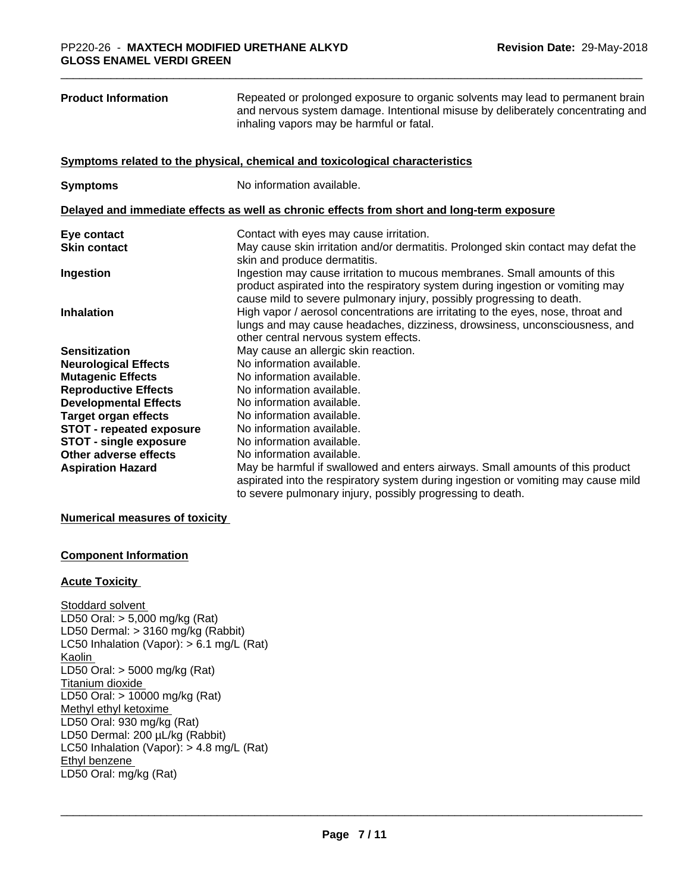| | |
|---|---|
| **Product Information** | Repeated or prolonged exposure to organic solvents may lead to permanent brain and nervous system damage. Intentional misuse by deliberately concentrating and inhaling vapors may be harmful or fatal. |

**Symptoms related to the physical, chemical and toxicological characteristics**

| | |
|---|---|
| **Symptoms** | No information available. |

**Delayed and immediate effects as well as chronic effects from short and long-term exposure**

| | |
|---|---|
| **Eye contact** | Contact with eyes may cause irritation. |
| **Skin contact** | May cause skin irritation and/or dermatitis. Prolonged skin contact may defat the skin and produce dermatitis. |
| **Ingestion** | Ingestion may cause irritation to mucous membranes. Small amounts of this product aspirated into the respiratory system during ingestion or vomiting may cause mild to severe pulmonary injury, possibly progressing to death. |
| **Inhalation** | High vapor / aerosol concentrations are irritating to the eyes, nose, throat and lungs and may cause headaches, dizziness, drowsiness, unconsciousness, and other central nervous system effects. |
| **Sensitization** | May cause an allergic skin reaction. |
| **Neurological Effects** | No information available. |
| **Mutagenic Effects** | No information available. |
| **Reproductive Effects** | No information available. |
| **Developmental Effects** | No information available. |
| **Target organ effects** | No information available. |
| **STOT - repeated exposure** | No information available. |
| **STOT - single exposure** | No information available. |
| **Other adverse effects** | No information available. |
| **Aspiration Hazard** | May be harmful if swallowed and enters airways. Small amounts of this product aspirated into the respiratory system during ingestion or vomiting may cause mild to severe pulmonary injury, possibly progressing to death. |

**Numerical measures of toxicity**

**Component Information**

**Acute Toxicity**

Stoddard solvent
LD50 Oral: > 5,000 mg/kg (Rat)
LD50 Dermal: > 3160 mg/kg (Rabbit)
LC50 Inhalation (Vapor): > 6.1 mg/L (Rat)
Kaolin
LD50 Oral: > 5000 mg/kg (Rat)
Titanium dioxide
LD50 Oral: > 10000 mg/kg (Rat)
Methyl ethyl ketoxime
LD50 Oral: 930 mg/kg (Rat)
LD50 Dermal: 200 µL/kg (Rabbit)
LC50 Inhalation (Vapor): > 4.8 mg/L (Rat)
Ethyl benzene
LD50 Oral: mg/kg (Rat)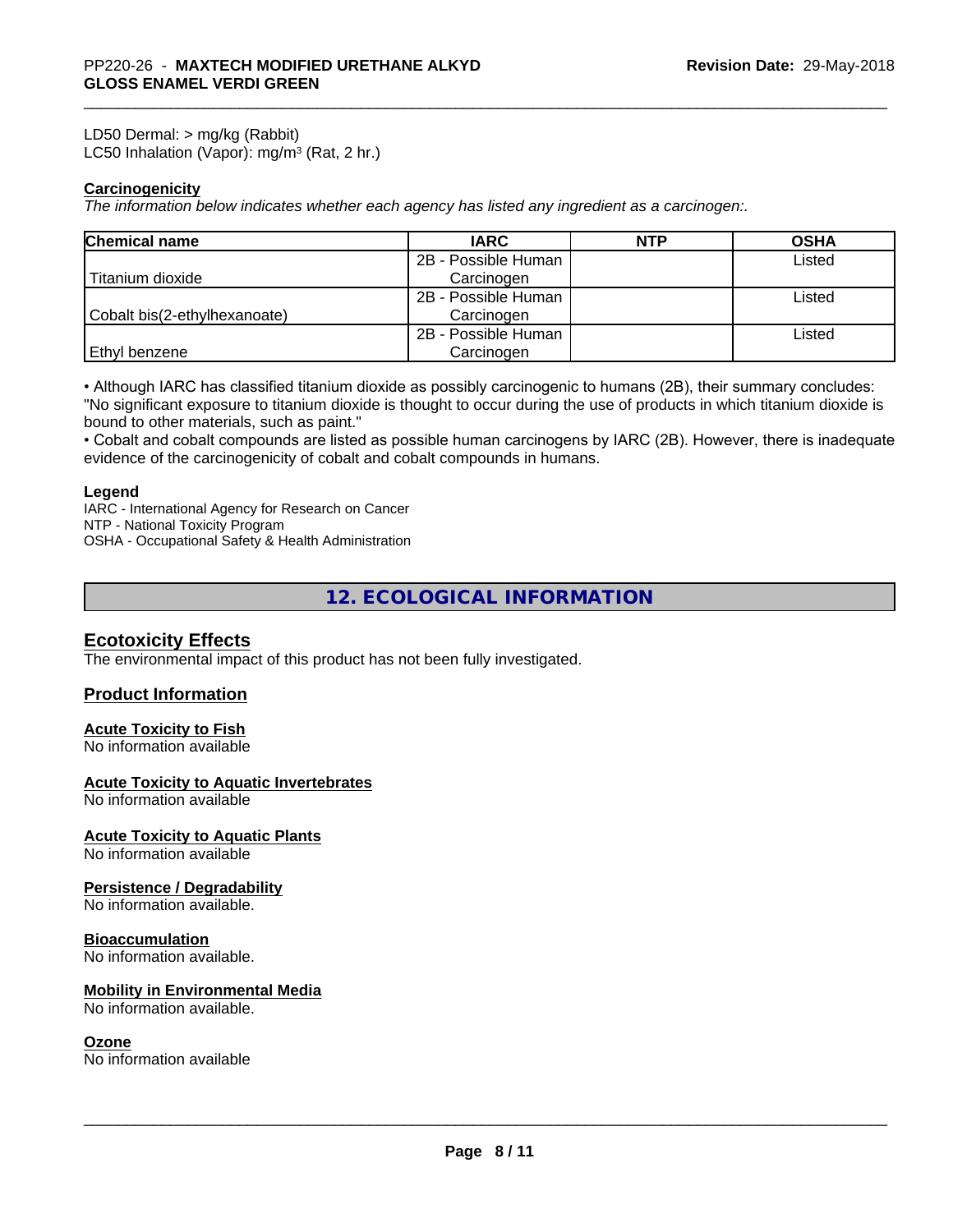LD50 Dermal: > mg/kg (Rabbit)
LC50 Inhalation (Vapor): mg/m³ (Rat, 2 hr.)

**Carcinogenicity**
*The information below indicates whether each agency has listed any ingredient as a carcinogen:.*

| Chemical name | IARC | NTP | OSHA |
|---|---|---|---|
| Titanium dioxide | 2B - Possible Human Carcinogen | | Listed |
| Cobalt bis(2-ethylhexanoate) | 2B - Possible Human Carcinogen | | Listed |
| Ethyl benzene | 2B - Possible Human Carcinogen | | Listed |

• Although IARC has classified titanium dioxide as possibly carcinogenic to humans (2B), their summary concludes: "No significant exposure to titanium dioxide is thought to occur during the use of products in which titanium dioxide is bound to other materials, such as paint."
• Cobalt and cobalt compounds are listed as possible human carcinogens by IARC (2B). However, there is inadequate evidence of the carcinogenicity of cobalt and cobalt compounds in humans.

**Legend**
IARC - International Agency for Research on Cancer
NTP - National Toxicity Program
OSHA - Occupational Safety & Health Administration

## 12. ECOLOGICAL INFORMATION

### Ecotoxicity Effects
The environmental impact of this product has not been fully investigated.

### Product Information

**Acute Toxicity to Fish**
No information available

**Acute Toxicity to Aquatic Invertebrates**
No information available

**Acute Toxicity to Aquatic Plants**
No information available

**Persistence / Degradability**
No information available.

**Bioaccumulation**
No information available.

**Mobility in Environmental Media**
No information available.

**Ozone**
No information available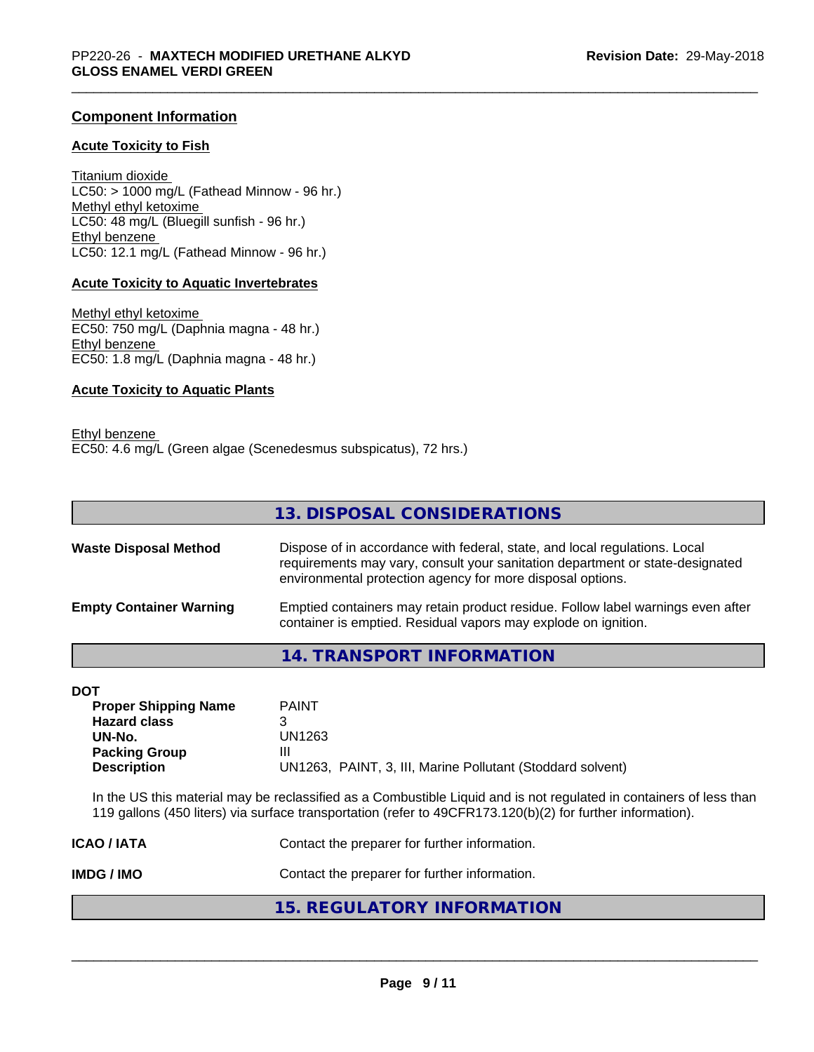## Component Information

### Acute Toxicity to Fish

Titanium dioxide
LC50: > 1000 mg/L (Fathead Minnow - 96 hr.)
Methyl ethyl ketoxime
LC50: 48 mg/L (Bluegill sunfish - 96 hr.)
Ethyl benzene
LC50: 12.1 mg/L (Fathead Minnow - 96 hr.)

### Acute Toxicity to Aquatic Invertebrates

Methyl ethyl ketoxime
EC50: 750 mg/L (Daphnia magna - 48 hr.)
Ethyl benzene
EC50: 1.8 mg/L (Daphnia magna - 48 hr.)

### Acute Toxicity to Aquatic Plants

Ethyl benzene
EC50: 4.6 mg/L (Green algae (Scenedesmus subspicatus), 72 hrs.)

## 13. DISPOSAL CONSIDERATIONS

**Waste Disposal Method** — Dispose of in accordance with federal, state, and local regulations. Local requirements may vary, consult your sanitation department or state-designated environmental protection agency for more disposal options.

**Empty Container Warning** — Emptied containers may retain product residue. Follow label warnings even after container is emptied. Residual vapors may explode on ignition.

## 14. TRANSPORT INFORMATION

**DOT**

| | |
|---|---|
| **Proper Shipping Name** | PAINT |
| **Hazard class** | 3 |
| **UN-No.** | UN1263 |
| **Packing Group** | III |
| **Description** | UN1263, PAINT, 3, III, Marine Pollutant (Stoddard solvent) |

In the US this material may be reclassified as a Combustible Liquid and is not regulated in containers of less than 119 gallons (450 liters) via surface transportation (refer to 49CFR173.120(b)(2) for further information).

**ICAO / IATA** — Contact the preparer for further information.

**IMDG / IMO** — Contact the preparer for further information.

## 15. REGULATORY INFORMATION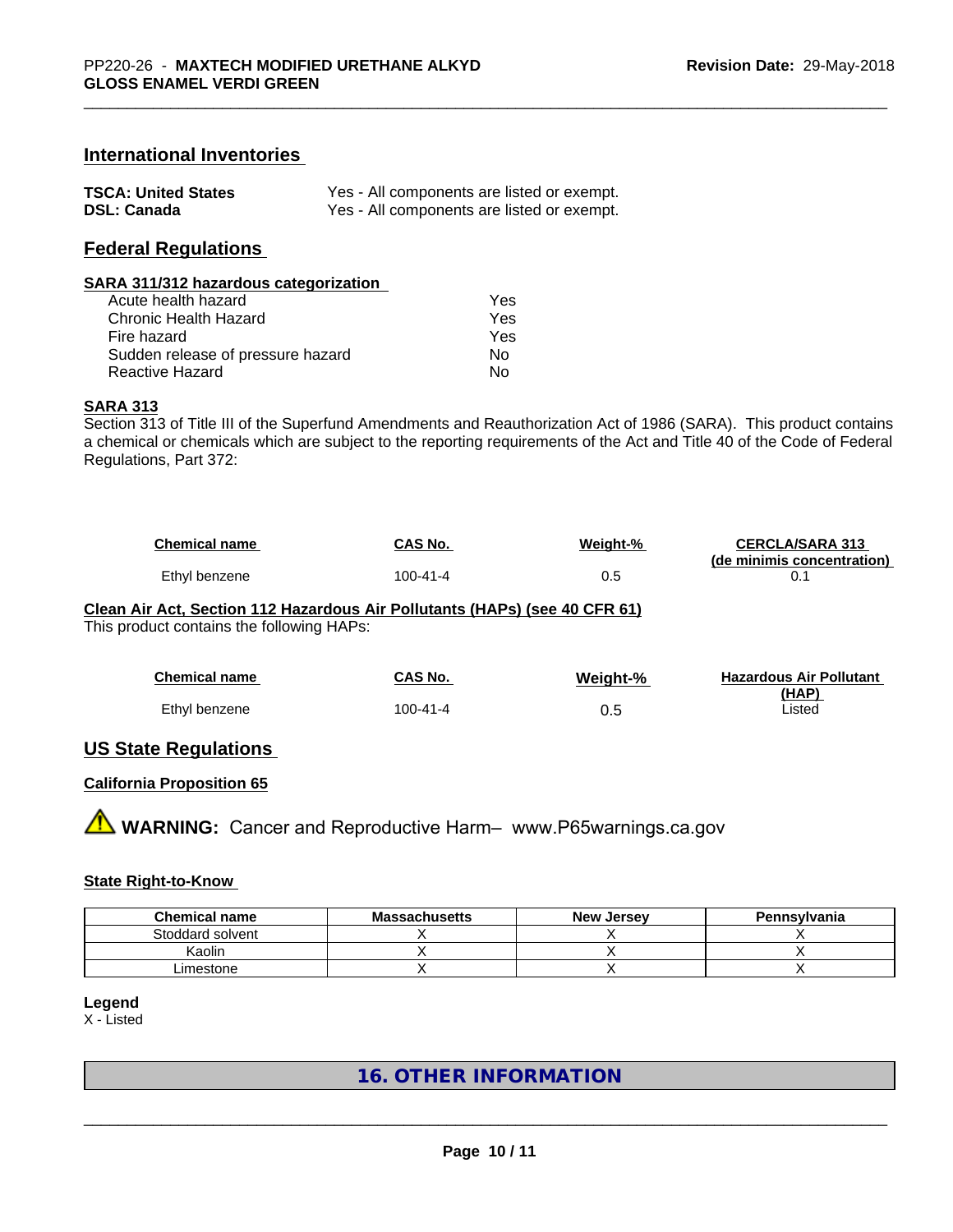## International Inventories

| | |
|---|---|
| **TSCA: United States** | Yes - All components are listed or exempt. |
| **DSL: Canada** | Yes - All components are listed or exempt. |

## Federal Regulations

**SARA 311/312 hazardous categorization**

| | |
|---|---|
| Acute health hazard | Yes |
| Chronic Health Hazard | Yes |
| Fire hazard | Yes |
| Sudden release of pressure hazard | No |
| Reactive Hazard | No |

**SARA 313**

Section 313 of Title III of the Superfund Amendments and Reauthorization Act of 1986 (SARA). This product contains a chemical or chemicals which are subject to the reporting requirements of the Act and Title 40 of the Code of Federal Regulations, Part 372:

| Chemical name | CAS No. | Weight-% | CERCLA/SARA 313 (de minimis concentration) |
|---|---|---|---|
| Ethyl benzene | 100-41-4 | 0.5 | 0.1 |

**Clean Air Act, Section 112 Hazardous Air Pollutants (HAPs) (see 40 CFR 61)**

This product contains the following HAPs:

| Chemical name | CAS No. | Weight-% | Hazardous Air Pollutant (HAP) |
|---|---|---|---|
| Ethyl benzene | 100-41-4 | 0.5 | Listed |

## US State Regulations

**California Proposition 65**

⚠ **WARNING:** Cancer and Reproductive Harm– www.P65warnings.ca.gov

**State Right-to-Know**

| Chemical name | Massachusetts | New Jersey | Pennsylvania |
|---|---|---|---|
| Stoddard solvent | X | X | X |
| Kaolin | X | X | X |
| Limestone | X | X | X |

**Legend**

X - Listed

## 16. OTHER INFORMATION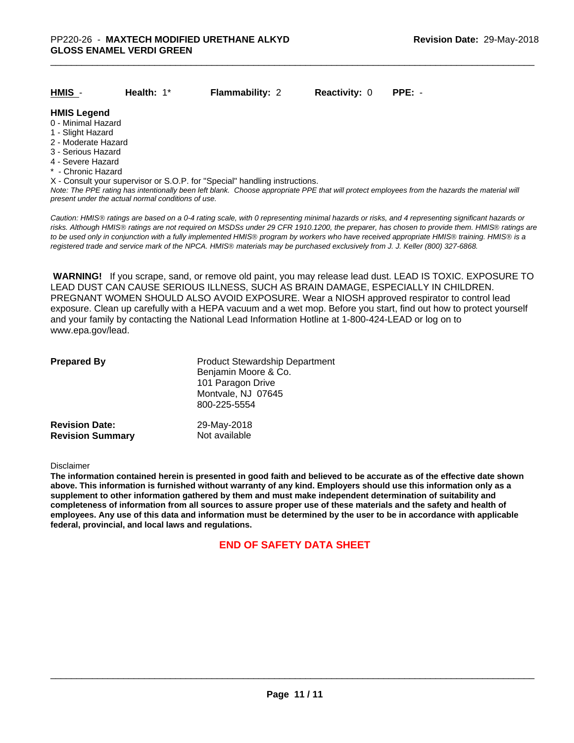| HMIS - | Health: 1* | Flammability: 2 | Reactivity: 0 | PPE: - |
| --- | --- | --- | --- | --- |

**HMIS Legend**

0 - Minimal Hazard
1 - Slight Hazard
2 - Moderate Hazard
3 - Serious Hazard
4 - Severe Hazard
* - Chronic Hazard
X - Consult your supervisor or S.O.P. for "Special" handling instructions.

*Note: The PPE rating has intentionally been left blank. Choose appropriate PPE that will protect employees from the hazards the material will present under the actual normal conditions of use.*

*Caution: HMIS® ratings are based on a 0-4 rating scale, with 0 representing minimal hazards or risks, and 4 representing significant hazards or risks. Although HMIS® ratings are not required on MSDSs under 29 CFR 1910.1200, the preparer, has chosen to provide them. HMIS® ratings are to be used only in conjunction with a fully implemented HMIS® program by workers who have received appropriate HMIS® training. HMIS® is a registered trade and service mark of the NPCA. HMIS® materials may be purchased exclusively from J. J. Keller (800) 327-6868.*

**WARNING!** If you scrape, sand, or remove old paint, you may release lead dust. LEAD IS TOXIC. EXPOSURE TO LEAD DUST CAN CAUSE SERIOUS ILLNESS, SUCH AS BRAIN DAMAGE, ESPECIALLY IN CHILDREN. PREGNANT WOMEN SHOULD ALSO AVOID EXPOSURE. Wear a NIOSH approved respirator to control lead exposure. Clean up carefully with a HEPA vacuum and a wet mop. Before you start, find out how to protect yourself and your family by contacting the National Lead Information Hotline at 1-800-424-LEAD or log on to www.epa.gov/lead.

| | |
| --- | --- |
| **Prepared By** | Product Stewardship Department<br>Benjamin Moore & Co.<br>101 Paragon Drive<br>Montvale, NJ 07645<br>800-225-5554 |
| **Revision Date:** | 29-May-2018 |
| **Revision Summary** | Not available |

Disclaimer

**The information contained herein is presented in good faith and believed to be accurate as of the effective date shown above. This information is furnished without warranty of any kind. Employers should use this information only as a supplement to other information gathered by them and must make independent determination of suitability and completeness of information from all sources to assure proper use of these materials and the safety and health of employees. Any use of this data and information must be determined by the user to be in accordance with applicable federal, provincial, and local laws and regulations.**

**END OF SAFETY DATA SHEET**